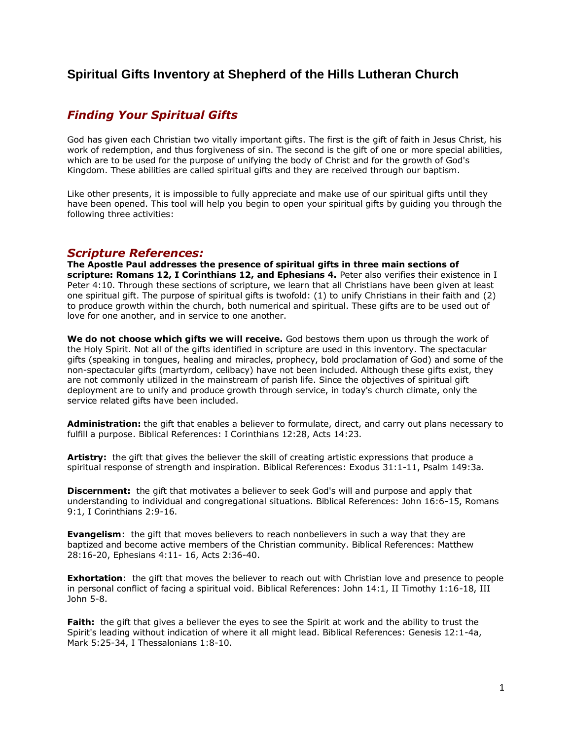# Spiritual Gifts Inventory at Shepherd of the Hills Lutheran Church

## *Finding Your Spiritual Gifts*

God has given each Christian two vitally important gifts. The first is the gift of faith in Jesus Christ, his work of redemption, and thus forgiveness of sin. The second is the gift of one or more special abilities, which are to be used for the purpose of unifying the body of Christ and for the growth of God's Kingdom. These abilities are called spiritual gifts and they are received through our baptism.

Like other presents, it is impossible to fully appreciate and make use of our spiritual gifts until they have been opened. This tool will help you begin to open your spiritual gifts by guiding you through the following three activities:

## *Scripture References:*

**The Apostle Paul addresses the presence of spiritual gifts in three main sections of scripture: Romans 12, I Corinthians 12, and Ephesians 4.** Peter also verifies their existence in I Peter 4:10. Through these sections of scripture, we learn that all Christians have been given at least one spiritual gift. The purpose of spiritual gifts is twofold: (1) to unify Christians in their faith and (2) to produce growth within the church, both numerical and spiritual. These gifts are to be used out of love for one another, and in service to one another.

**We do not choose which gifts we will receive.** God bestows them upon us through the work of the Holy Spirit. Not all of the gifts identified in scripture are used in this inventory. The spectacular gifts (speaking in tongues, healing and miracles, prophecy, bold proclamation of God) and some of the non-spectacular gifts (martyrdom, celibacy) have not been included. Although these gifts exist, they are not commonly utilized in the mainstream of parish life. Since the objectives of spiritual gift deployment are to unify and produce growth through service, in today's church climate, only the service related gifts have been included.

**Administration:** the gift that enables a believer to formulate, direct, and carry out plans necessary to fulfill a purpose. Biblical References: I Corinthians 12:28, Acts 14:23.

**Artistry:** the gift that gives the believer the skill of creating artistic expressions that produce a spiritual response of strength and inspiration. Biblical References: Exodus 31:1-11, Psalm 149:3a.

**Discernment:** the gift that motivates a believer to seek God's will and purpose and apply that understanding to individual and congregational situations. Biblical References: John 16:6-15, Romans 9:1, I Corinthians 2:9-16.

**Evangelism**: the gift that moves believers to reach nonbelievers in such a way that they are baptized and become active members of the Christian community. Biblical References: Matthew 28:16-20, Ephesians 4:11- 16, Acts 2:36-40.

**Exhortation**: the gift that moves the believer to reach out with Christian love and presence to people in personal conflict of facing a spiritual void. Biblical References: John 14:1, II Timothy 1:16-18, III John 5-8.

**Faith:** the gift that gives a believer the eyes to see the Spirit at work and the ability to trust the Spirit's leading without indication of where it all might lead. Biblical References: Genesis 12:1-4a, Mark 5:25-34, I Thessalonians 1:8-10.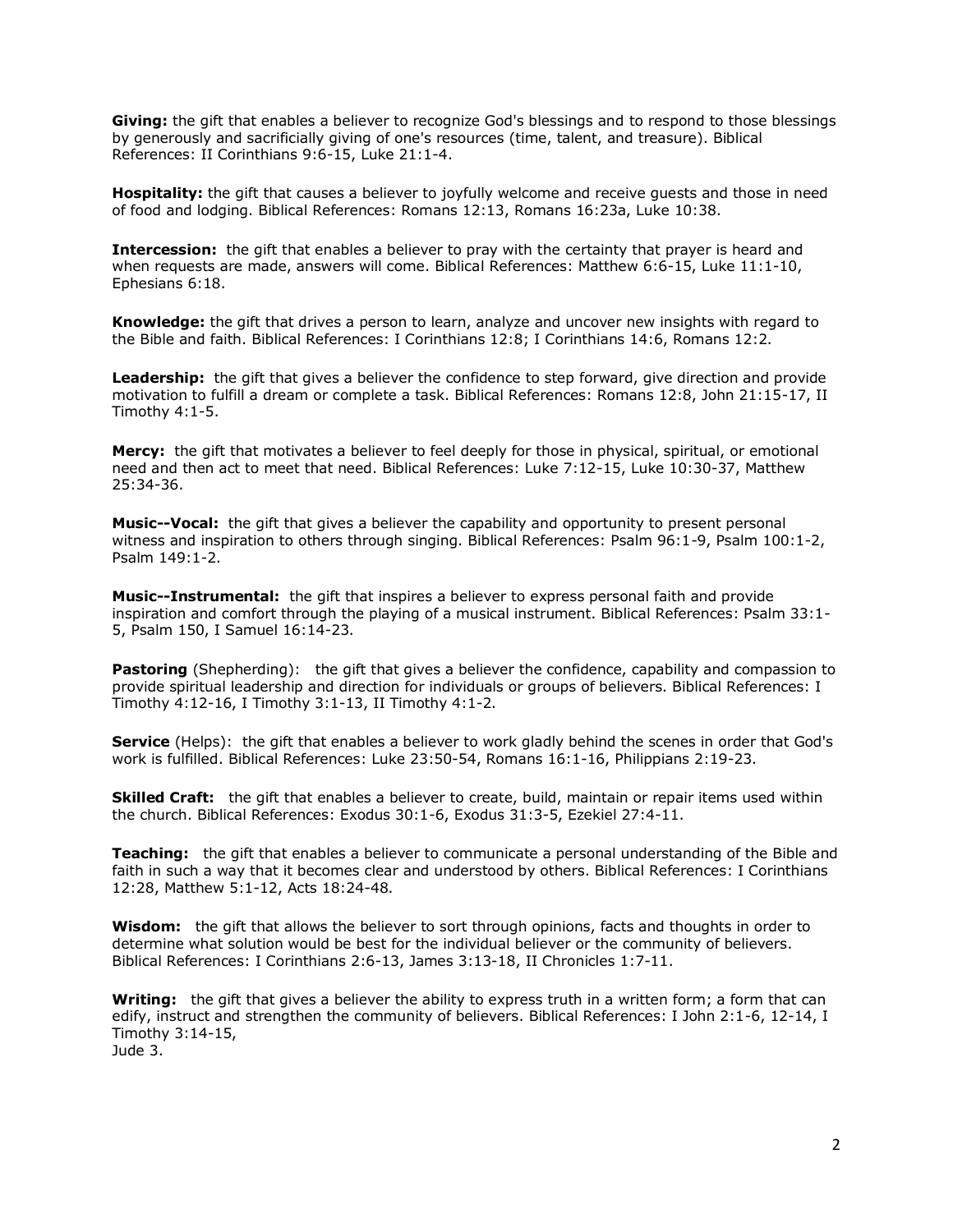**Giving:** the gift that enables a believer to recognize God's blessings and to respond to those blessings by generously and sacrificially giving of one's resources (time, talent, and treasure). Biblical References: II Corinthians 9:6-15, Luke 21:1-4.

**Hospitality:** the gift that causes a believer to joyfully welcome and receive guests and those in need of food and lodging. Biblical References: Romans 12:13, Romans 16:23a, Luke 10:38.

**Intercession:** the gift that enables a believer to pray with the certainty that prayer is heard and when requests are made, answers will come. Biblical References: Matthew 6:6-15, Luke 11:1-10, Ephesians 6:18.

**Knowledge:** the gift that drives a person to learn, analyze and uncover new insights with regard to the Bible and faith. Biblical References: I Corinthians 12:8; I Corinthians 14:6, Romans 12:2.

**Leadership:** the gift that gives a believer the confidence to step forward, give direction and provide motivation to fulfill a dream or complete a task. Biblical References: Romans 12:8, John 21:15-17, II Timothy 4:1-5.

**Mercy:** the gift that motivates a believer to feel deeply for those in physical, spiritual, or emotional need and then act to meet that need. Biblical References: Luke 7:12-15, Luke 10:30-37, Matthew 25:34-36.

**Music--Vocal:** the gift that gives a believer the capability and opportunity to present personal witness and inspiration to others through singing. Biblical References: Psalm 96:1-9, Psalm 100:1-2, Psalm 149:1-2.

**Music--Instrumental:** the gift that inspires a believer to express personal faith and provide inspiration and comfort through the playing of a musical instrument. Biblical References: Psalm 33:1-5, Psalm 150, I Samuel 16:14-23.

**Pastoring** (Shepherding): the gift that gives a believer the confidence, capability and compassion to provide spiritual leadership and direction for individuals or groups of believers. Biblical References: I Timothy 4:12-16, I Timothy 3:1-13, II Timothy 4:1-2.

**Service** (Helps): the gift that enables a believer to work gladly behind the scenes in order that God's work is fulfilled. Biblical References: Luke 23:50-54, Romans 16:1-16, Philippians 2:19-23.

**Skilled Craft:** the gift that enables a believer to create, build, maintain or repair items used within the church. Biblical References: Exodus 30:1-6, Exodus 31:3-5, Ezekiel 27:4-11.

**Teaching:** the gift that enables a believer to communicate a personal understanding of the Bible and faith in such a way that it becomes clear and understood by others. Biblical References: I Corinthians 12:28, Matthew 5:1-12, Acts 18:24-48.

**Wisdom:** the gift that allows the believer to sort through opinions, facts and thoughts in order to determine what solution would be best for the individual believer or the community of believers. Biblical References: I Corinthians 2:6-13, James 3:13-18, II Chronicles 1:7-11.

**Writing:** the gift that gives a believer the ability to express truth in a written form; a form that can edify, instruct and strengthen the community of believers. Biblical References: I John 2:1-6, 12-14, I Timothy 3:14-15,
Jude 3.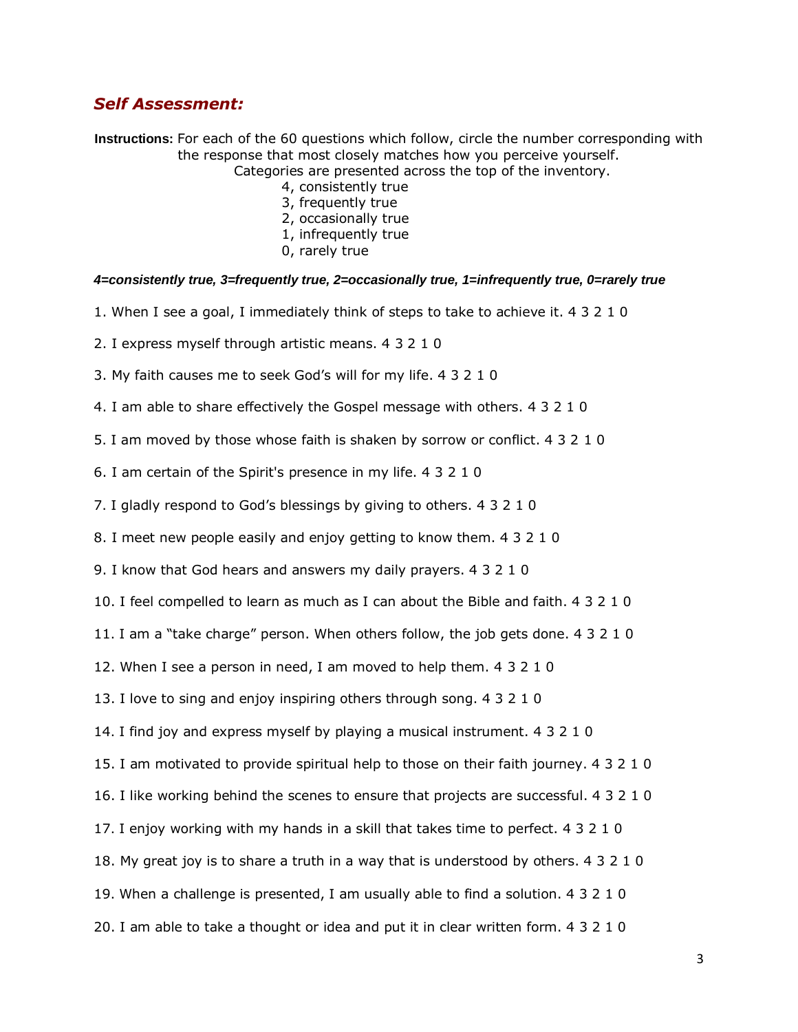## *Self Assessment:*

**Instructions:** For each of the 60 questions which follow, circle the number corresponding with the response that most closely matches how you perceive yourself.

Categories are presented across the top of the inventory.

4, consistently true
3, frequently true
2, occasionally true
1, infrequently true
0, rarely true

***4=consistently true, 3=frequently true, 2=occasionally true, 1=infrequently true, 0=rarely true***

1. When I see a goal, I immediately think of steps to take to achieve it. 4 3 2 1 0

2. I express myself through artistic means. 4 3 2 1 0

3. My faith causes me to seek God's will for my life. 4 3 2 1 0

4. I am able to share effectively the Gospel message with others. 4 3 2 1 0

5. I am moved by those whose faith is shaken by sorrow or conflict. 4 3 2 1 0

6. I am certain of the Spirit's presence in my life. 4 3 2 1 0

7. I gladly respond to God's blessings by giving to others. 4 3 2 1 0

8. I meet new people easily and enjoy getting to know them. 4 3 2 1 0

9. I know that God hears and answers my daily prayers. 4 3 2 1 0

10. I feel compelled to learn as much as I can about the Bible and faith. 4 3 2 1 0

11. I am a "take charge" person. When others follow, the job gets done. 4 3 2 1 0

12. When I see a person in need, I am moved to help them. 4 3 2 1 0

13. I love to sing and enjoy inspiring others through song. 4 3 2 1 0

14. I find joy and express myself by playing a musical instrument. 4 3 2 1 0

15. I am motivated to provide spiritual help to those on their faith journey. 4 3 2 1 0

16. I like working behind the scenes to ensure that projects are successful. 4 3 2 1 0

17. I enjoy working with my hands in a skill that takes time to perfect. 4 3 2 1 0

18. My great joy is to share a truth in a way that is understood by others. 4 3 2 1 0

19. When a challenge is presented, I am usually able to find a solution. 4 3 2 1 0

20. I am able to take a thought or idea and put it in clear written form. 4 3 2 1 0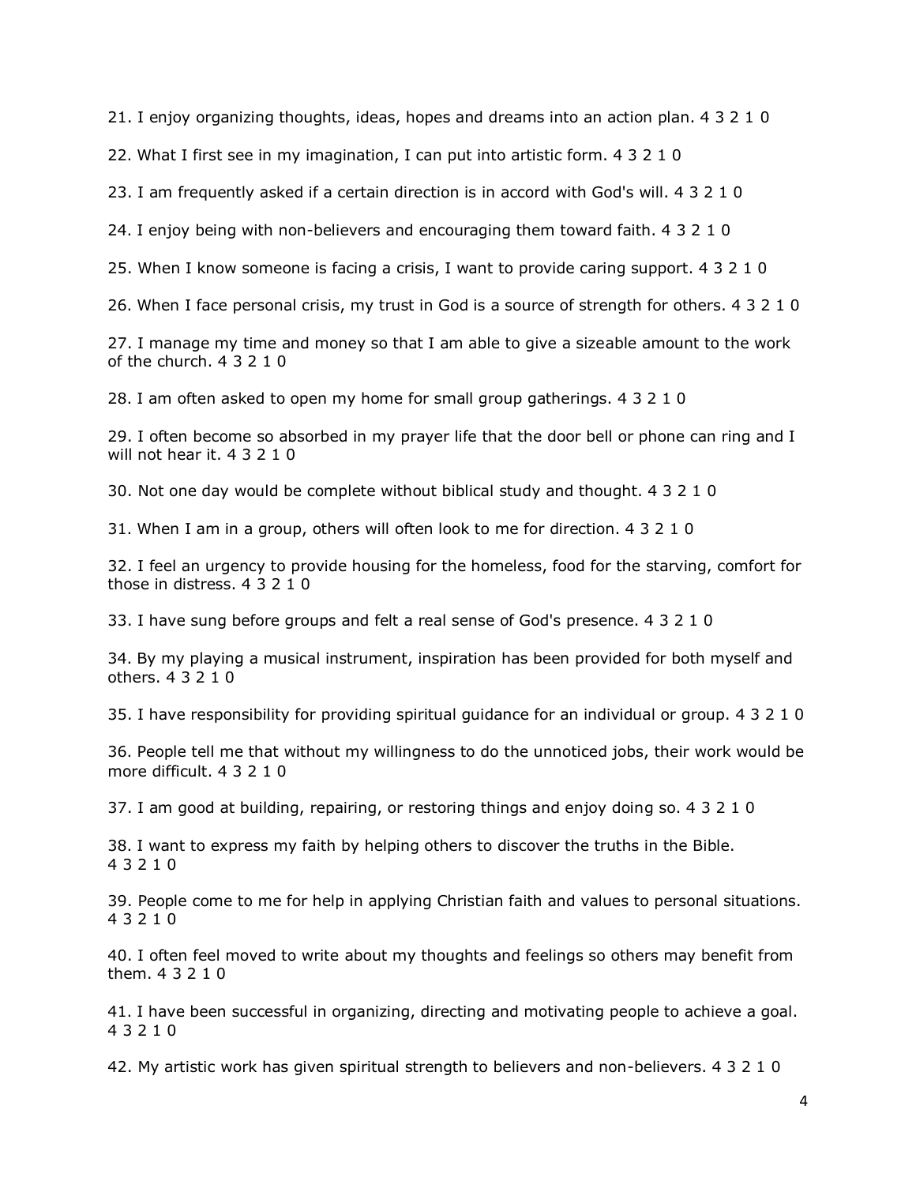21. I enjoy organizing thoughts, ideas, hopes and dreams into an action plan. 4 3 2 1 0

22. What I first see in my imagination, I can put into artistic form. 4 3 2 1 0

23. I am frequently asked if a certain direction is in accord with God's will. 4 3 2 1 0

24. I enjoy being with non-believers and encouraging them toward faith. 4 3 2 1 0

25. When I know someone is facing a crisis, I want to provide caring support. 4 3 2 1 0

26. When I face personal crisis, my trust in God is a source of strength for others. 4 3 2 1 0

27. I manage my time and money so that I am able to give a sizeable amount to the work of the church. 4 3 2 1 0

28. I am often asked to open my home for small group gatherings. 4 3 2 1 0

29. I often become so absorbed in my prayer life that the door bell or phone can ring and I will not hear it. 4 3 2 1 0

30. Not one day would be complete without biblical study and thought. 4 3 2 1 0

31. When I am in a group, others will often look to me for direction. 4 3 2 1 0

32. I feel an urgency to provide housing for the homeless, food for the starving, comfort for those in distress. 4 3 2 1 0

33. I have sung before groups and felt a real sense of God's presence. 4 3 2 1 0

34. By my playing a musical instrument, inspiration has been provided for both myself and others. 4 3 2 1 0

35. I have responsibility for providing spiritual guidance for an individual or group. 4 3 2 1 0

36. People tell me that without my willingness to do the unnoticed jobs, their work would be more difficult. 4 3 2 1 0

37. I am good at building, repairing, or restoring things and enjoy doing so. 4 3 2 1 0

38. I want to express my faith by helping others to discover the truths in the Bible. 4 3 2 1 0

39. People come to me for help in applying Christian faith and values to personal situations. 4 3 2 1 0

40. I often feel moved to write about my thoughts and feelings so others may benefit from them. 4 3 2 1 0

41. I have been successful in organizing, directing and motivating people to achieve a goal. 4 3 2 1 0

42. My artistic work has given spiritual strength to believers and non-believers. 4 3 2 1 0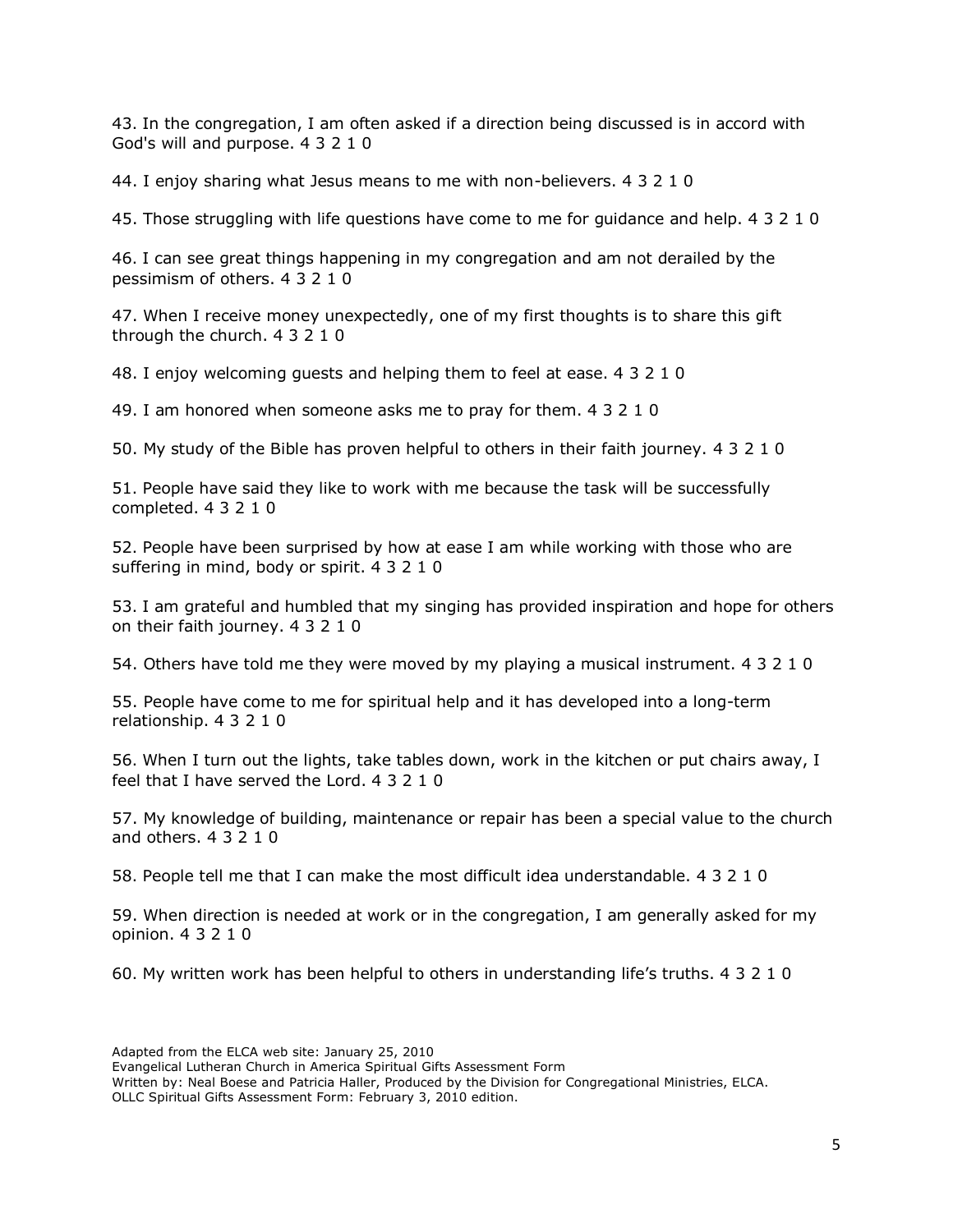43. In the congregation, I am often asked if a direction being discussed is in accord with God's will and purpose. 4 3 2 1 0

44. I enjoy sharing what Jesus means to me with non-believers. 4 3 2 1 0

45. Those struggling with life questions have come to me for guidance and help. 4 3 2 1 0

46. I can see great things happening in my congregation and am not derailed by the pessimism of others. 4 3 2 1 0

47. When I receive money unexpectedly, one of my first thoughts is to share this gift through the church. 4 3 2 1 0

48. I enjoy welcoming guests and helping them to feel at ease. 4 3 2 1 0

49. I am honored when someone asks me to pray for them. 4 3 2 1 0

50. My study of the Bible has proven helpful to others in their faith journey. 4 3 2 1 0

51. People have said they like to work with me because the task will be successfully completed. 4 3 2 1 0

52. People have been surprised by how at ease I am while working with those who are suffering in mind, body or spirit. 4 3 2 1 0

53. I am grateful and humbled that my singing has provided inspiration and hope for others on their faith journey. 4 3 2 1 0

54. Others have told me they were moved by my playing a musical instrument. 4 3 2 1 0

55. People have come to me for spiritual help and it has developed into a long-term relationship. 4 3 2 1 0

56. When I turn out the lights, take tables down, work in the kitchen or put chairs away, I feel that I have served the Lord. 4 3 2 1 0

57. My knowledge of building, maintenance or repair has been a special value to the church and others. 4 3 2 1 0

58. People tell me that I can make the most difficult idea understandable. 4 3 2 1 0

59. When direction is needed at work or in the congregation, I am generally asked for my opinion. 4 3 2 1 0

60. My written work has been helpful to others in understanding life's truths. 4 3 2 1 0

Adapted from the ELCA web site: January 25, 2010
Evangelical Lutheran Church in America Spiritual Gifts Assessment Form
Written by: Neal Boese and Patricia Haller, Produced by the Division for Congregational Ministries, ELCA.
OLLC Spiritual Gifts Assessment Form: February 3, 2010 edition.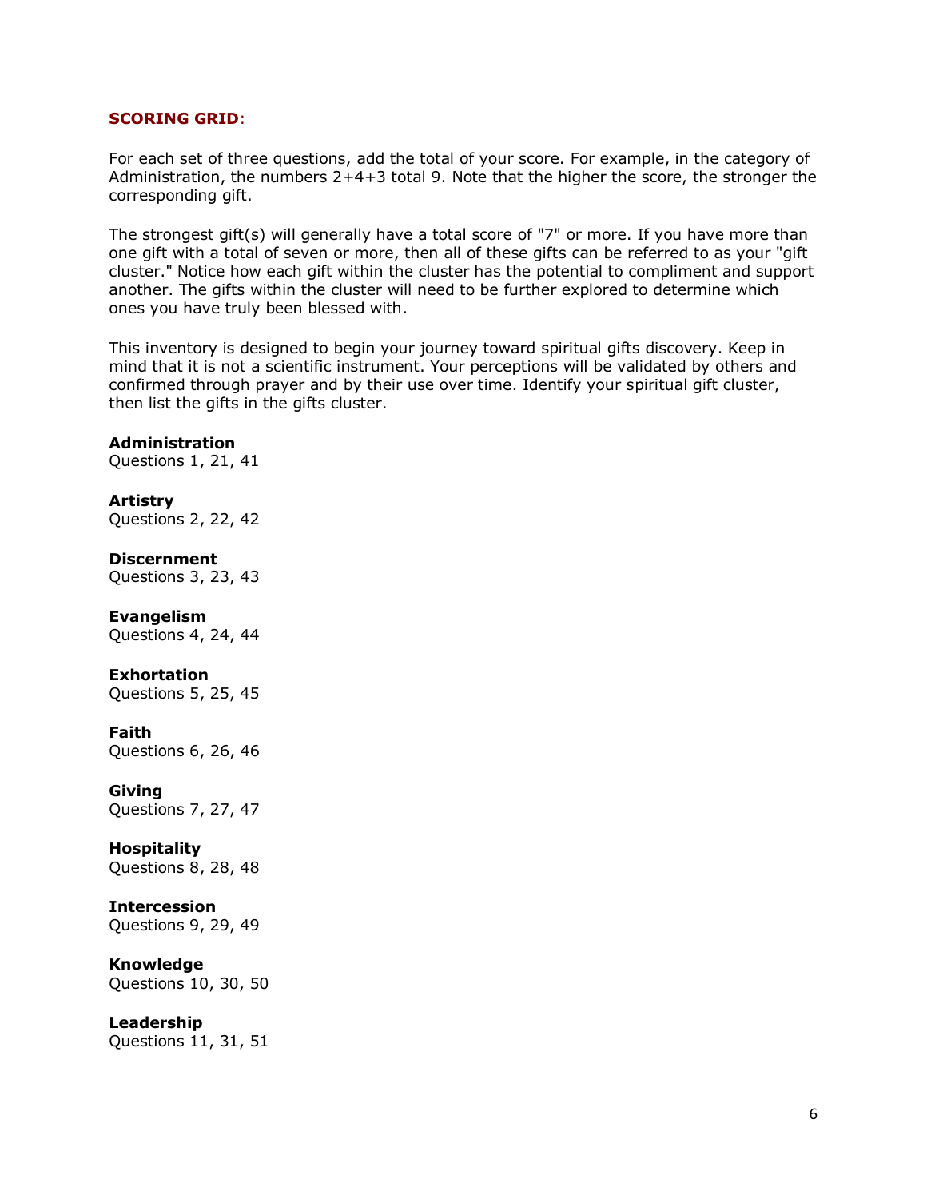**SCORING GRID**:

For each set of three questions, add the total of your score. For example, in the category of Administration, the numbers 2+4+3 total 9. Note that the higher the score, the stronger the corresponding gift.

The strongest gift(s) will generally have a total score of "7" or more. If you have more than one gift with a total of seven or more, then all of these gifts can be referred to as your "gift cluster." Notice how each gift within the cluster has the potential to compliment and support another. The gifts within the cluster will need to be further explored to determine which ones you have truly been blessed with.

This inventory is designed to begin your journey toward spiritual gifts discovery. Keep in mind that it is not a scientific instrument. Your perceptions will be validated by others and confirmed through prayer and by their use over time. Identify your spiritual gift cluster, then list the gifts in the gifts cluster.

**Administration**
Questions 1, 21, 41

**Artistry**
Questions 2, 22, 42

**Discernment**
Questions 3, 23, 43

**Evangelism**
Questions 4, 24, 44

**Exhortation**
Questions 5, 25, 45

**Faith**
Questions 6, 26, 46

**Giving**
Questions 7, 27, 47

**Hospitality**
Questions 8, 28, 48

**Intercession**
Questions 9, 29, 49

**Knowledge**
Questions 10, 30, 50

**Leadership**
Questions 11, 31, 51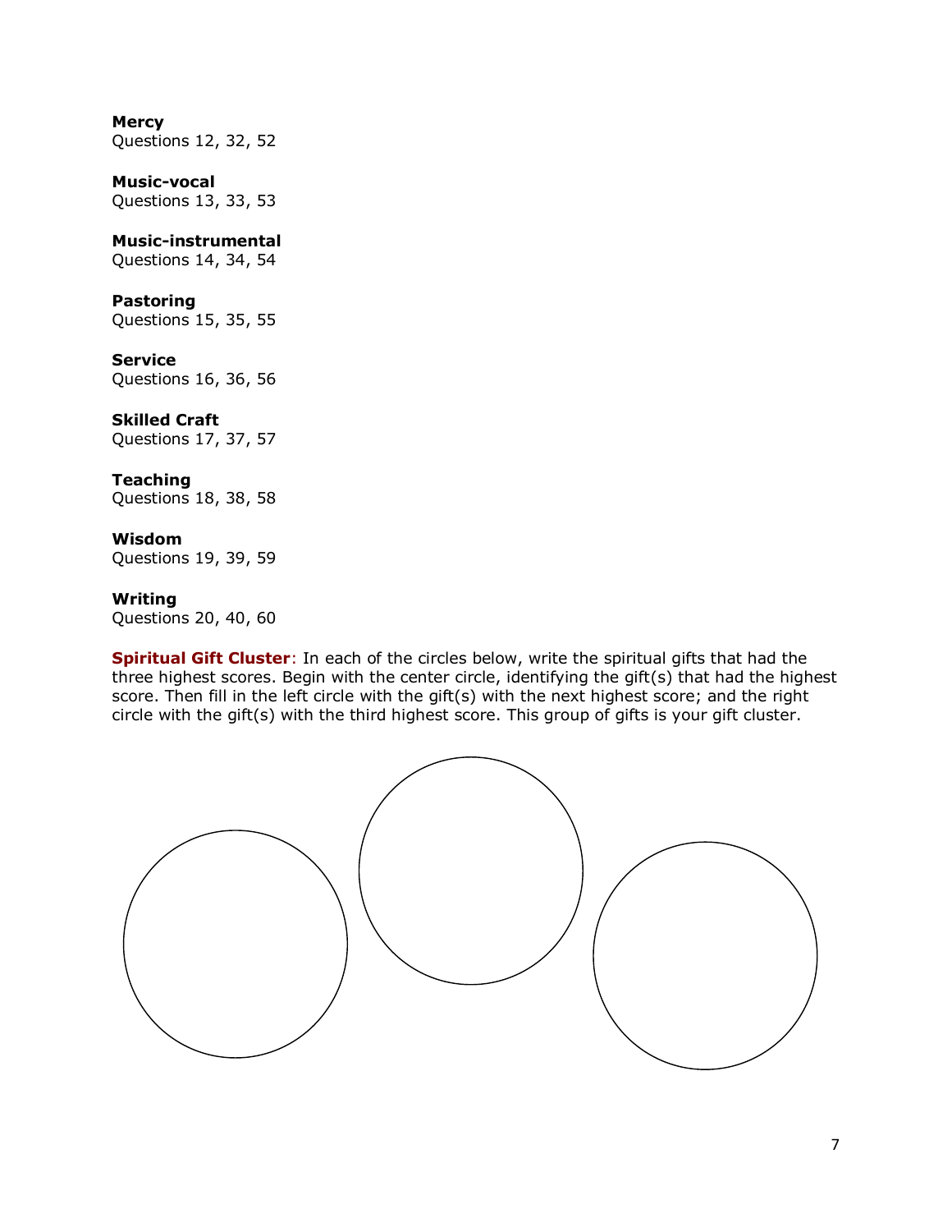**Mercy**
Questions 12, 32, 52

**Music-vocal**
Questions 13, 33, 53

**Music-instrumental**
Questions 14, 34, 54

**Pastoring**
Questions 15, 35, 55

**Service**
Questions 16, 36, 56

**Skilled Craft**
Questions 17, 37, 57

**Teaching**
Questions 18, 38, 58

**Wisdom**
Questions 19, 39, 59

**Writing**
Questions 20, 40, 60

**Spiritual Gift Cluster**: In each of the circles below, write the spiritual gifts that had the three highest scores. Begin with the center circle, identifying the gift(s) that had the highest score. Then fill in the left circle with the gift(s) with the next highest score; and the right circle with the gift(s) with the third highest score. This group of gifts is your gift cluster.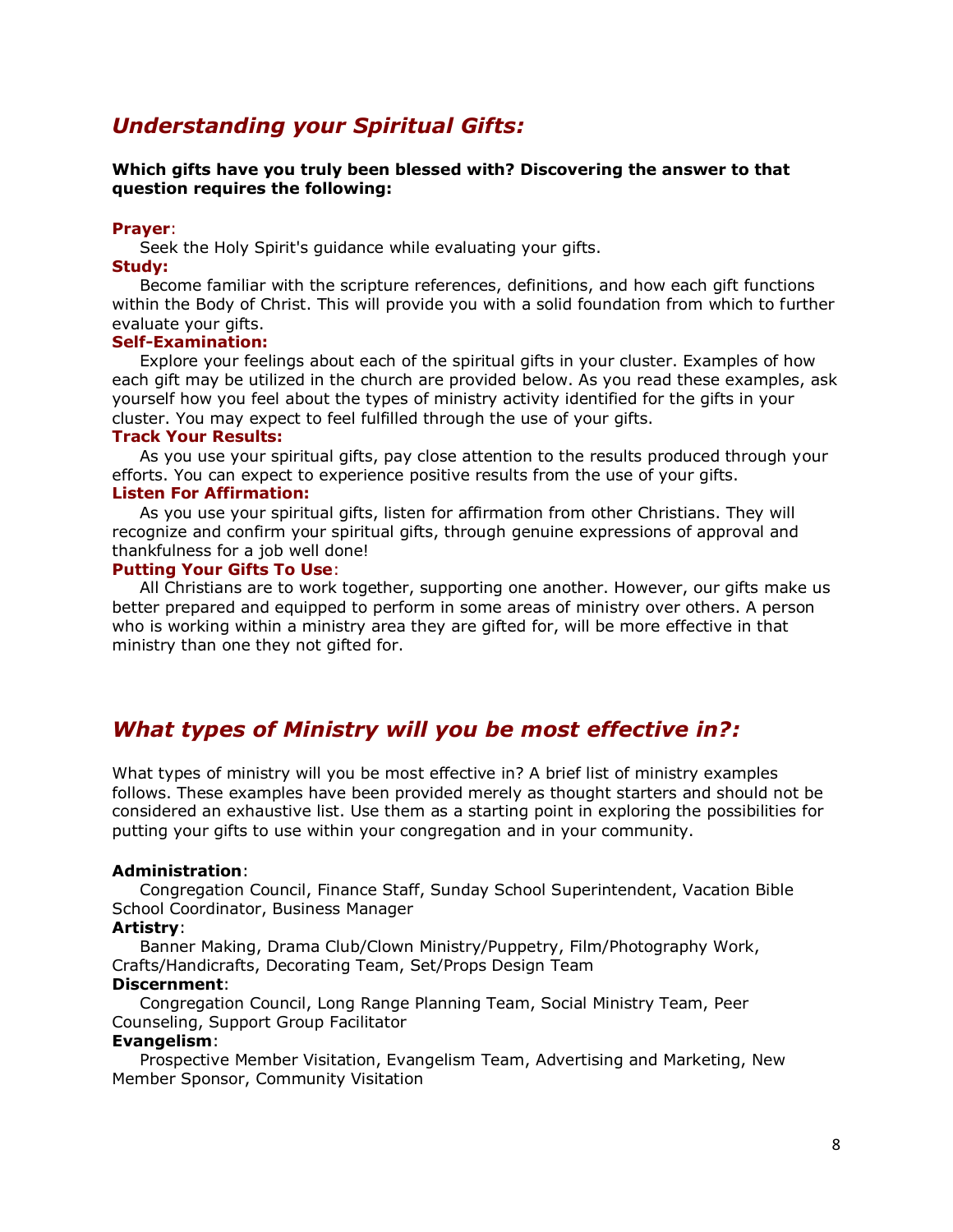## *Understanding your Spiritual Gifts:*

**Which gifts have you truly been blessed with? Discovering the answer to that question requires the following:**

**Prayer**:

Seek the Holy Spirit's guidance while evaluating your gifts.

**Study:**

Become familiar with the scripture references, definitions, and how each gift functions within the Body of Christ. This will provide you with a solid foundation from which to further evaluate your gifts.

**Self-Examination:**

Explore your feelings about each of the spiritual gifts in your cluster. Examples of how each gift may be utilized in the church are provided below. As you read these examples, ask yourself how you feel about the types of ministry activity identified for the gifts in your cluster. You may expect to feel fulfilled through the use of your gifts.

**Track Your Results:**

As you use your spiritual gifts, pay close attention to the results produced through your efforts. You can expect to experience positive results from the use of your gifts.

**Listen For Affirmation:**

As you use your spiritual gifts, listen for affirmation from other Christians. They will recognize and confirm your spiritual gifts, through genuine expressions of approval and thankfulness for a job well done!

**Putting Your Gifts To Use**:

All Christians are to work together, supporting one another. However, our gifts make us better prepared and equipped to perform in some areas of ministry over others. A person who is working within a ministry area they are gifted for, will be more effective in that ministry than one they not gifted for.

## *What types of Ministry will you be most effective in?:*

What types of ministry will you be most effective in? A brief list of ministry examples follows. These examples have been provided merely as thought starters and should not be considered an exhaustive list. Use them as a starting point in exploring the possibilities for putting your gifts to use within your congregation and in your community.

**Administration**:

Congregation Council, Finance Staff, Sunday School Superintendent, Vacation Bible School Coordinator, Business Manager

**Artistry**:

Banner Making, Drama Club/Clown Ministry/Puppetry, Film/Photography Work, Crafts/Handicrafts, Decorating Team, Set/Props Design Team

**Discernment**:

Congregation Council, Long Range Planning Team, Social Ministry Team, Peer Counseling, Support Group Facilitator

**Evangelism**:

Prospective Member Visitation, Evangelism Team, Advertising and Marketing, New Member Sponsor, Community Visitation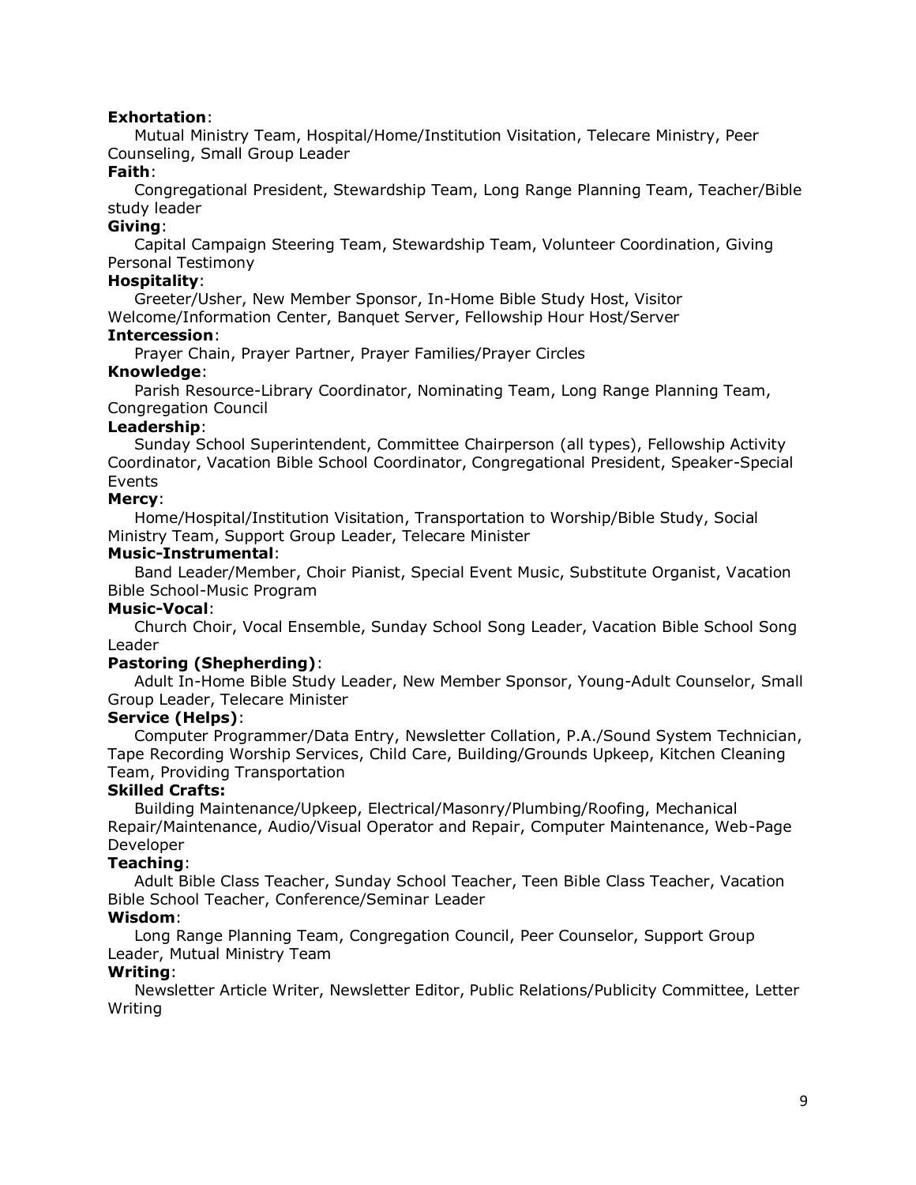**Exhortation**:

Mutual Ministry Team, Hospital/Home/Institution Visitation, Telecare Ministry, Peer Counseling, Small Group Leader

**Faith**:

Congregational President, Stewardship Team, Long Range Planning Team, Teacher/Bible study leader

**Giving**:

Capital Campaign Steering Team, Stewardship Team, Volunteer Coordination, Giving Personal Testimony

**Hospitality**:

Greeter/Usher, New Member Sponsor, In-Home Bible Study Host, Visitor Welcome/Information Center, Banquet Server, Fellowship Hour Host/Server

**Intercession**:

Prayer Chain, Prayer Partner, Prayer Families/Prayer Circles

**Knowledge**:

Parish Resource-Library Coordinator, Nominating Team, Long Range Planning Team, Congregation Council

**Leadership**:

Sunday School Superintendent, Committee Chairperson (all types), Fellowship Activity Coordinator, Vacation Bible School Coordinator, Congregational President, Speaker-Special Events

**Mercy**:

Home/Hospital/Institution Visitation, Transportation to Worship/Bible Study, Social Ministry Team, Support Group Leader, Telecare Minister

**Music-Instrumental**:

Band Leader/Member, Choir Pianist, Special Event Music, Substitute Organist, Vacation Bible School-Music Program

**Music-Vocal**:

Church Choir, Vocal Ensemble, Sunday School Song Leader, Vacation Bible School Song Leader

**Pastoring (Shepherding)**:

Adult In-Home Bible Study Leader, New Member Sponsor, Young-Adult Counselor, Small Group Leader, Telecare Minister

**Service (Helps)**:

Computer Programmer/Data Entry, Newsletter Collation, P.A./Sound System Technician, Tape Recording Worship Services, Child Care, Building/Grounds Upkeep, Kitchen Cleaning Team, Providing Transportation

**Skilled Crafts:**

Building Maintenance/Upkeep, Electrical/Masonry/Plumbing/Roofing, Mechanical Repair/Maintenance, Audio/Visual Operator and Repair, Computer Maintenance, Web-Page Developer

**Teaching**:

Adult Bible Class Teacher, Sunday School Teacher, Teen Bible Class Teacher, Vacation Bible School Teacher, Conference/Seminar Leader

**Wisdom**:

Long Range Planning Team, Congregation Council, Peer Counselor, Support Group Leader, Mutual Ministry Team

**Writing**:

Newsletter Article Writer, Newsletter Editor, Public Relations/Publicity Committee, Letter Writing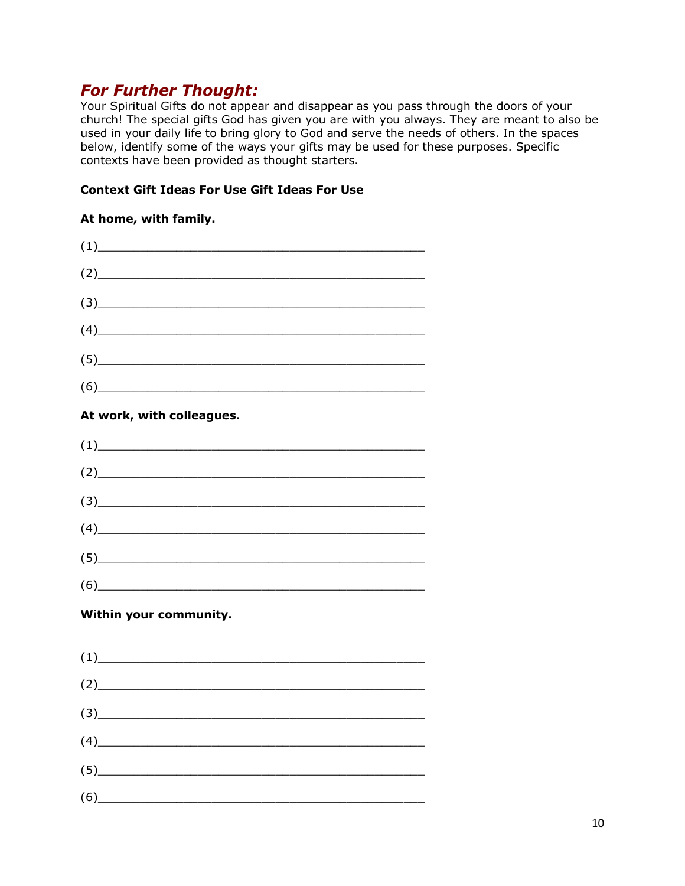## *For Further Thought:*

Your Spiritual Gifts do not appear and disappear as you pass through the doors of your church! The special gifts God has given you are with you always. They are meant to also be used in your daily life to bring glory to God and serve the needs of others. In the spaces below, identify some of the ways your gifts may be used for these purposes. Specific contexts have been provided as thought starters.

**Context Gift Ideas For Use Gift Ideas For Use**

**At home, with family.**

(1)_______________________________________________

(2)_______________________________________________

(3)_______________________________________________

(4)_______________________________________________

(5)_______________________________________________

(6)_______________________________________________

**At work, with colleagues.**

(1)_______________________________________________

(2)_______________________________________________

(3)_______________________________________________

(4)_______________________________________________

(5)_______________________________________________

(6)_______________________________________________

**Within your community.**

(1)_______________________________________________

(2)_______________________________________________

(3)_______________________________________________

(4)_______________________________________________

(5)_______________________________________________

(6)_______________________________________________